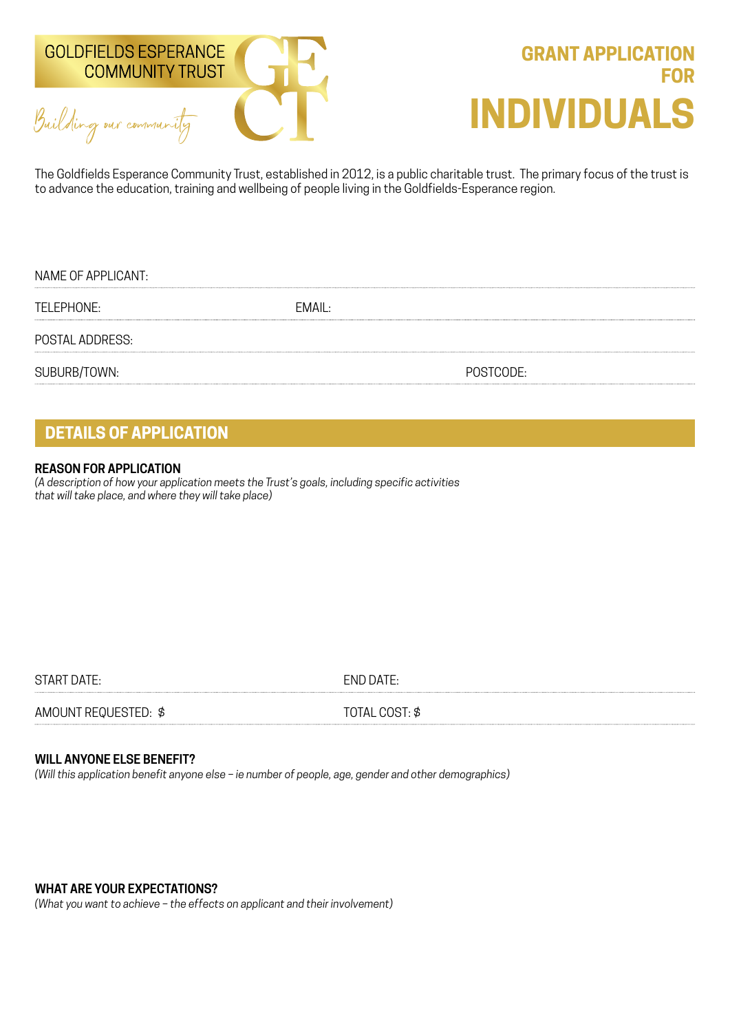GOLDFIELDS ESPERANCE COMMUNITY TRUST

*Building our community*

# GRANT APPLICATION FOR INDIVIDUALS

The Goldfields Esperance Community Trust, established in 2012, is a public charitable trust. The primary focus of the trust is to advance the education, training and wellbeing of people living in the Goldfields-Esperance region.

NAME OF APPLICANT:

TELEPHONE: EMAIL:

POSTAL ADDRESS:

SUBURB/TOWN: POSTCODE:

## DETAILS OF APPLICATION

**REASON FOR APPLICATION**
*(A description of how your application meets the Trust's goals, including specific activities that will take place, and where they will take place)*

START DATE: END DATE:

AMOUNT REQUESTED: $ TOTAL COST: $

**WILL ANYONE ELSE BENEFIT?**
*(Will this application benefit anyone else – ie number of people, age, gender and other demographics)*

**WHAT ARE YOUR EXPECTATIONS?**
*(What you want to achieve – the effects on applicant and their involvement)*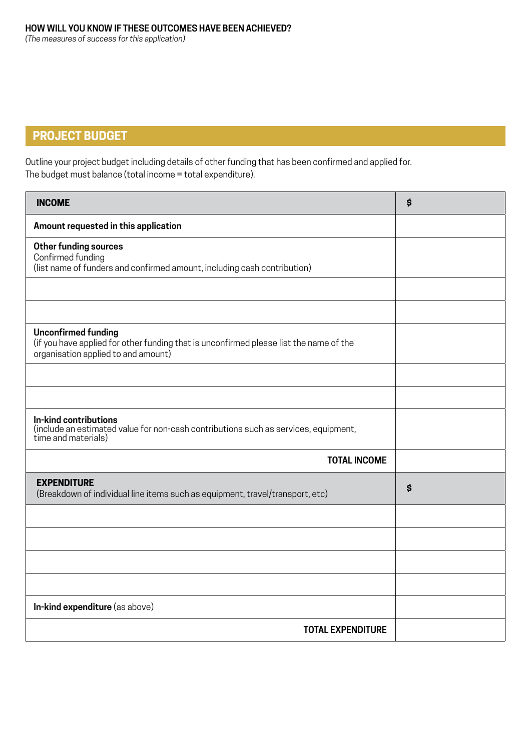**HOW WILL YOU KNOW IF THESE OUTCOMES HAVE BEEN ACHIEVED?**
*(The measures of success for this application)*

## PROJECT BUDGET

Outline your project budget including details of other funding that has been confirmed and applied for.
The budget must balance (total income = total expenditure).

| INCOME | $ |
|---|---|
| **Amount requested in this application** | |
| **Other funding sources**<br>Confirmed funding<br>(list name of funders and confirmed amount, including cash contribution) | |
| | |
| | |
| **Unconfirmed funding**<br>(if you have applied for other funding that is unconfirmed please list the name of the organisation applied to and amount) | |
| | |
| | |
| **In-kind contributions**<br>(include an estimated value for non-cash contributions such as services, equipment, time and materials) | |
| **TOTAL INCOME** | |
| **EXPENDITURE**<br>(Breakdown of individual line items such as equipment, travel/transport, etc) | **$** |
| | |
| | |
| | |
| | |
| **In-kind expenditure** (as above) | |
| **TOTAL EXPENDITURE** | |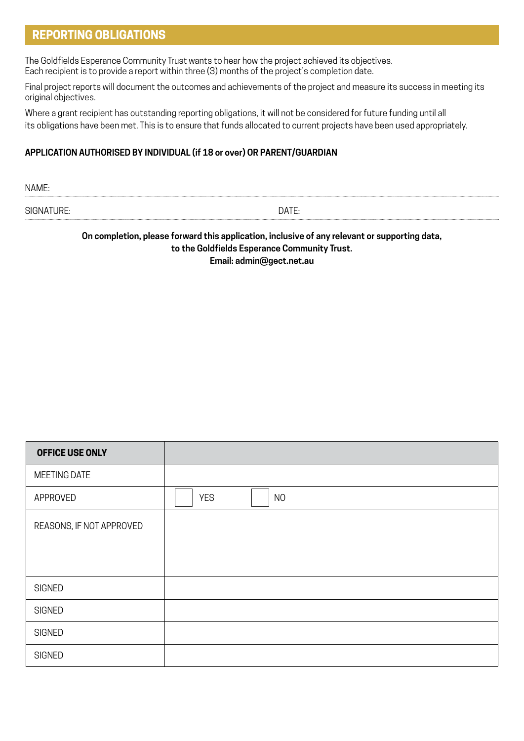## REPORTING OBLIGATIONS

The Goldfields Esperance Community Trust wants to hear how the project achieved its objectives.
Each recipient is to provide a report within three (3) months of the project's completion date.

Final project reports will document the outcomes and achievements of the project and measure its success in meeting its original objectives.

Where a grant recipient has outstanding reporting obligations, it will not be considered for future funding until all its obligations have been met. This is to ensure that funds allocated to current projects have been used appropriately.

**APPLICATION AUTHORISED BY INDIVIDUAL (if 18 or over) OR PARENT/GUARDIAN**

NAME:

SIGNATURE: DATE:

**On completion, please forward this application, inclusive of any relevant or supporting data, to the Goldfields Esperance Community Trust.**
**Email: admin@gect.net.au**

| **OFFICE USE ONLY** | |
|---|---|
| MEETING DATE | |
| APPROVED | ☐ YES ☐ NO |
| REASONS, IF NOT APPROVED | |
| SIGNED | |
| SIGNED | |
| SIGNED | |
| SIGNED | |